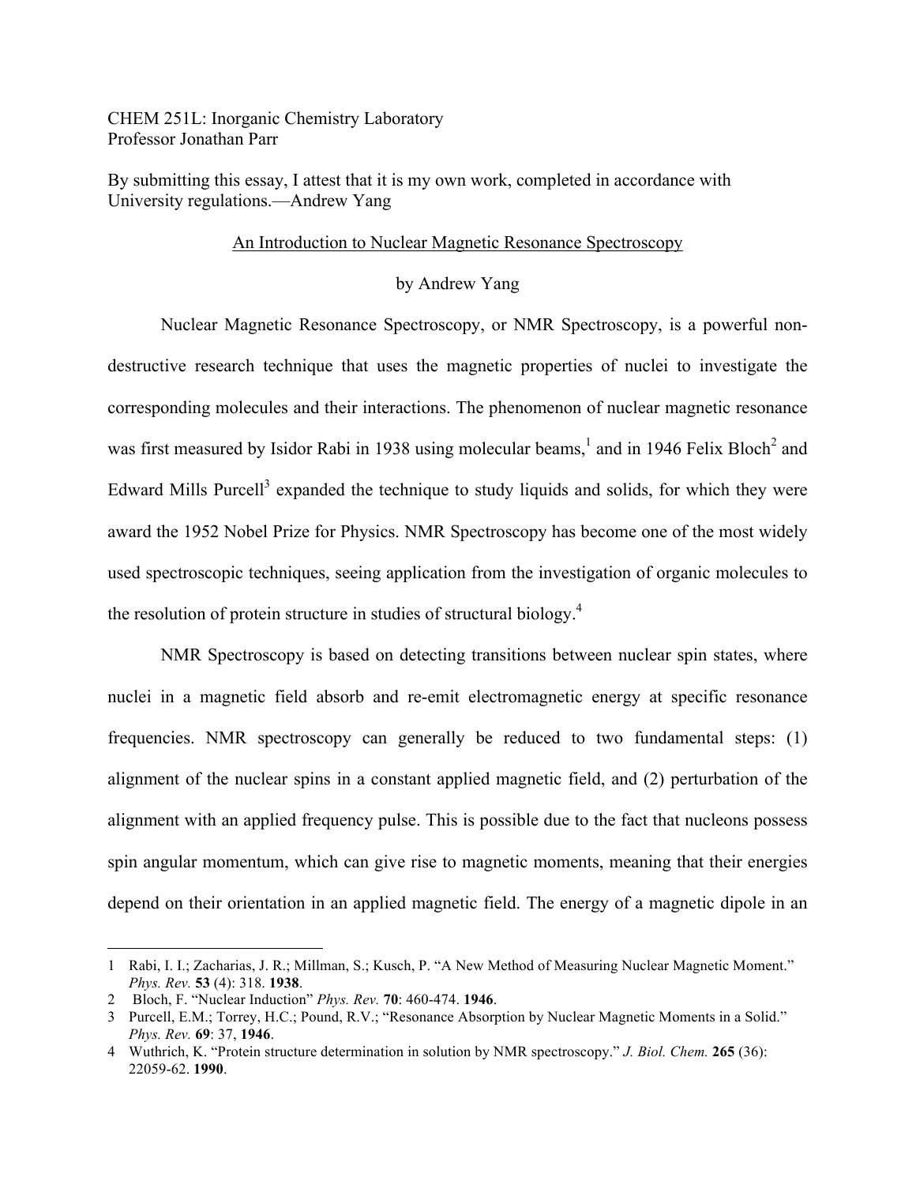CHEM 251L: Inorganic Chemistry Laboratory
Professor Jonathan Parr

By submitting this essay, I attest that it is my own work, completed in accordance with University regulations.—Andrew Yang

<u>An Introduction to Nuclear Magnetic Resonance Spectroscopy</u>

by Andrew Yang

Nuclear Magnetic Resonance Spectroscopy, or NMR Spectroscopy, is a powerful non-destructive research technique that uses the magnetic properties of nuclei to investigate the corresponding molecules and their interactions. The phenomenon of nuclear magnetic resonance was first measured by Isidor Rabi in 1938 using molecular beams,[1] and in 1946 Felix Bloch[2] and Edward Mills Purcell[3] expanded the technique to study liquids and solids, for which they were award the 1952 Nobel Prize for Physics. NMR Spectroscopy has become one of the most widely used spectroscopic techniques, seeing application from the investigation of organic molecules to the resolution of protein structure in studies of structural biology.[4]

NMR Spectroscopy is based on detecting transitions between nuclear spin states, where nuclei in a magnetic field absorb and re-emit electromagnetic energy at specific resonance frequencies. NMR spectroscopy can generally be reduced to two fundamental steps: (1) alignment of the nuclear spins in a constant applied magnetic field, and (2) perturbation of the alignment with an applied frequency pulse. This is possible due to the fact that nucleons possess spin angular momentum, which can give rise to magnetic moments, meaning that their energies depend on their orientation in an applied magnetic field. The energy of a magnetic dipole in an

---

1. Rabi, I. I.; Zacharias, J. R.; Millman, S.; Kusch, P. "A New Method of Measuring Nuclear Magnetic Moment." *Phys. Rev.* **53** (4): 318. **1938**.
2. Bloch, F. "Nuclear Induction" *Phys. Rev.* **70**: 460-474. **1946**.
3. Purcell, E.M.; Torrey, H.C.; Pound, R.V.; "Resonance Absorption by Nuclear Magnetic Moments in a Solid." *Phys. Rev.* **69**: 37, **1946**.
4. Wuthrich, K. "Protein structure determination in solution by NMR spectroscopy." *J. Biol. Chem.* **265** (36): 22059-62. **1990**.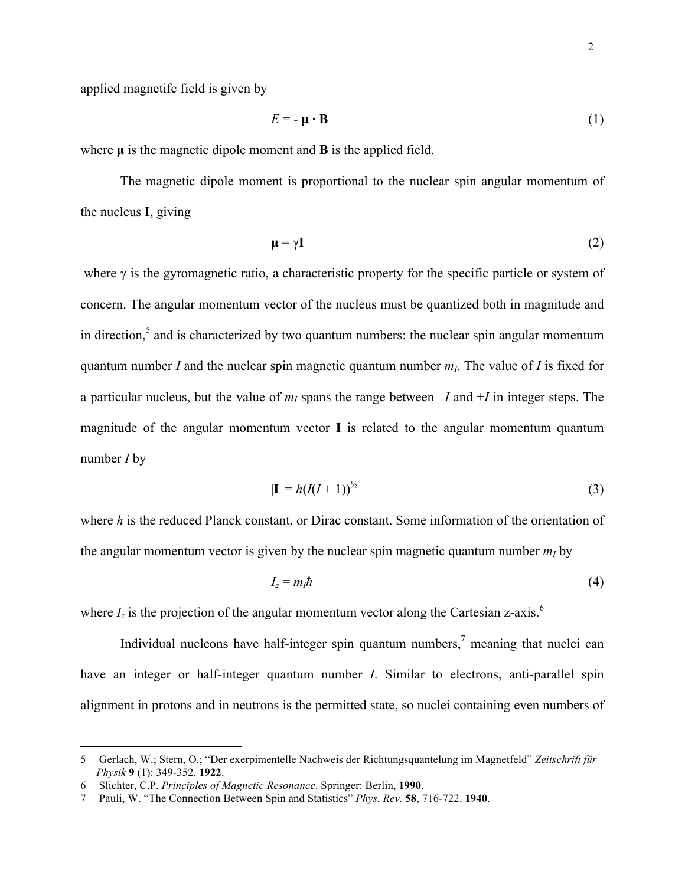applied magnetifc field is given by

$$E = -\boldsymbol{\mu} \cdot \mathbf{B} \tag{1}$$

where $\boldsymbol{\mu}$ is the magnetic dipole moment and $\mathbf{B}$ is the applied field.

The magnetic dipole moment is proportional to the nuclear spin angular momentum of the nucleus $\mathbf{I}$, giving

$$\boldsymbol{\mu} = \gamma\mathbf{I} \tag{2}$$

where $\gamma$ is the gyromagnetic ratio, a characteristic property for the specific particle or system of concern. The angular momentum vector of the nucleus must be quantized both in magnitude and in direction,[5] and is characterized by two quantum numbers: the nuclear spin angular momentum quantum number $I$ and the nuclear spin magnetic quantum number $m_I$. The value of $I$ is fixed for a particular nucleus, but the value of $m_I$ spans the range between $-I$ and $+I$ in integer steps. The magnitude of the angular momentum vector $\mathbf{I}$ is related to the angular momentum quantum number $I$ by

$$|\mathbf{I}| = \hbar(I(I+1))^{\frac{1}{2}} \tag{3}$$

where $\hbar$ is the reduced Planck constant, or Dirac constant. Some information of the orientation of the angular momentum vector is given by the nuclear spin magnetic quantum number $m_I$ by

$$I_z = m_I\hbar \tag{4}$$

where $I_z$ is the projection of the angular momentum vector along the Cartesian z-axis.[6]

Individual nucleons have half-integer spin quantum numbers,[7] meaning that nuclei can have an integer or half-integer quantum number $I$. Similar to electrons, anti-parallel spin alignment in protons and in neutrons is the permitted state, so nuclei containing even numbers of

---

5 Gerlach, W.; Stern, O.; "Der exerpimentelle Nachweis der Richtungsquantelung im Magnetfeld" *Zeitschrift für Physik* **9** (1): 349-352. **1922**.

6 Slichter, C.P. *Principles of Magnetic Resonance*. Springer: Berlin, **1990**.

7 Pauli, W. "The Connection Between Spin and Statistics" *Phys. Rev.* **58**, 716-722. **1940**.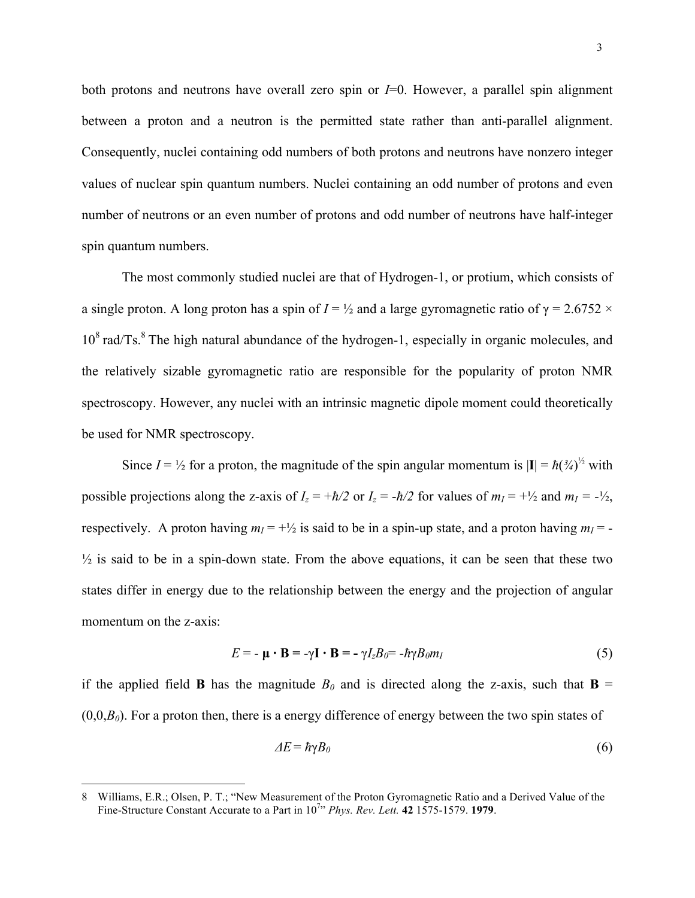both protons and neutrons have overall zero spin or $I$=0. However, a parallel spin alignment between a proton and a neutron is the permitted state rather than anti-parallel alignment. Consequently, nuclei containing odd numbers of both protons and neutrons have nonzero integer values of nuclear spin quantum numbers. Nuclei containing an odd number of protons and even number of neutrons or an even number of protons and odd number of neutrons have half-integer spin quantum numbers.

The most commonly studied nuclei are that of Hydrogen-1, or protium, which consists of a single proton. A long proton has a spin of $I = ½$ and a large gyromagnetic ratio of $\gamma = 2.6752 \times 10^8$ rad/Ts.[8] The high natural abundance of the hydrogen-1, especially in organic molecules, and the relatively sizable gyromagnetic ratio are responsible for the popularity of proton NMR spectroscopy. However, any nuclei with an intrinsic magnetic dipole moment could theoretically be used for NMR spectroscopy.

Since $I = ½$ for a proton, the magnitude of the spin angular momentum is $|\mathbf{I}| = \hbar(¾)^{½}$ with possible projections along the z-axis of $I_z = +\hbar/2$ or $I_z = -\hbar/2$ for values of $m_I = +½$ and $m_I = -½$, respectively. A proton having $m_I = +½$ is said to be in a spin-up state, and a proton having $m_I = -½$ is said to be in a spin-down state. From the above equations, it can be seen that these two states differ in energy due to the relationship between the energy and the projection of angular momentum on the z-axis:

$$E = -\boldsymbol{\mu} \cdot \mathbf{B} = -\gamma\mathbf{I} \cdot \mathbf{B} = -\gamma I_z B_0 = -\hbar\gamma B_0 m_I \tag{5}$$

if the applied field $\mathbf{B}$ has the magnitude $B_0$ and is directed along the z-axis, such that $\mathbf{B} = (0,0,B_0)$. For a proton then, there is a energy difference of energy between the two spin states of

$$\Delta E = \hbar\gamma B_0 \tag{6}$$

---

8 Williams, E.R.; Olsen, P. T.; "New Measurement of the Proton Gyromagnetic Ratio and a Derived Value of the Fine-Structure Constant Accurate to a Part in $10^7$" *Phys. Rev. Lett.* **42** 1575-1579. **1979**.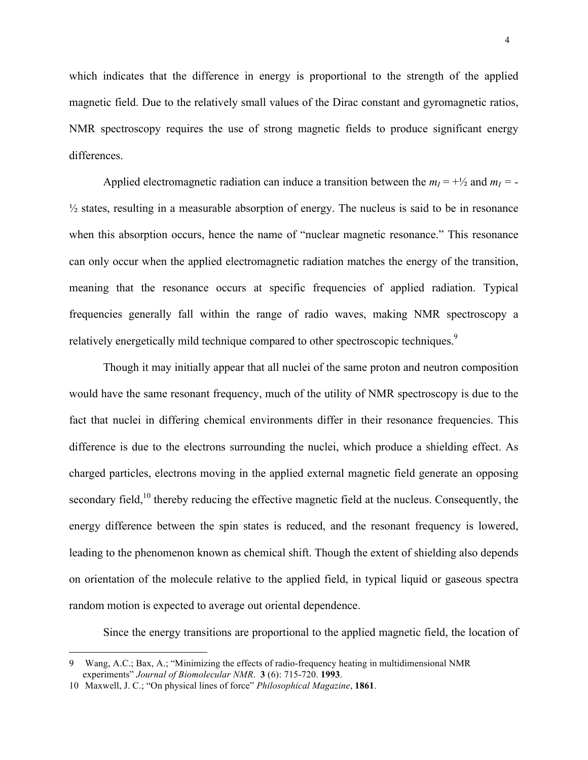which indicates that the difference in energy is proportional to the strength of the applied magnetic field. Due to the relatively small values of the Dirac constant and gyromagnetic ratios, NMR spectroscopy requires the use of strong magnetic fields to produce significant energy differences.

Applied electromagnetic radiation can induce a transition between the $m_I = +\frac{1}{2}$ and $m_I = -\frac{1}{2}$ states, resulting in a measurable absorption of energy. The nucleus is said to be in resonance when this absorption occurs, hence the name of "nuclear magnetic resonance." This resonance can only occur when the applied electromagnetic radiation matches the energy of the transition, meaning that the resonance occurs at specific frequencies of applied radiation. Typical frequencies generally fall within the range of radio waves, making NMR spectroscopy a relatively energetically mild technique compared to other spectroscopic techniques.[9]

Though it may initially appear that all nuclei of the same proton and neutron composition would have the same resonant frequency, much of the utility of NMR spectroscopy is due to the fact that nuclei in differing chemical environments differ in their resonance frequencies. This difference is due to the electrons surrounding the nuclei, which produce a shielding effect. As charged particles, electrons moving in the applied external magnetic field generate an opposing secondary field,[10] thereby reducing the effective magnetic field at the nucleus. Consequently, the energy difference between the spin states is reduced, and the resonant frequency is lowered, leading to the phenomenon known as chemical shift. Though the extent of shielding also depends on orientation of the molecule relative to the applied field, in typical liquid or gaseous spectra random motion is expected to average out oriental dependence.

Since the energy transitions are proportional to the applied magnetic field, the location of

---

9 Wang, A.C.; Bax, A.; "Minimizing the effects of radio-frequency heating in multidimensional NMR experiments" *Journal of Biomolecular NMR*. **3** (6): 715-720. **1993**.

10 Maxwell, J. C.; "On physical lines of force" *Philosophical Magazine*, **1861**.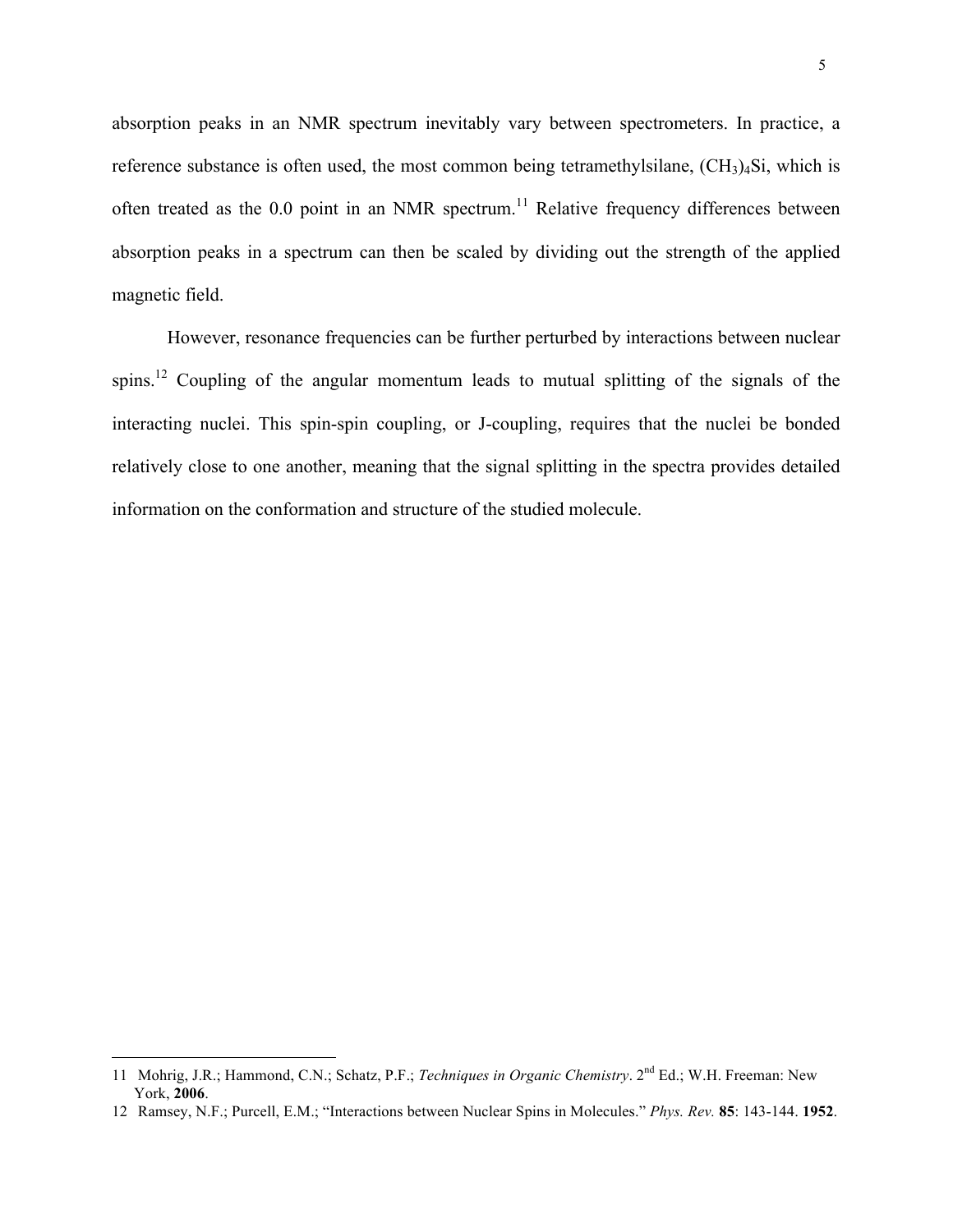absorption peaks in an NMR spectrum inevitably vary between spectrometers. In practice, a reference substance is often used, the most common being tetramethylsilane, $(CH_3)_4Si$, which is often treated as the 0.0 point in an NMR spectrum.[11] Relative frequency differences between absorption peaks in a spectrum can then be scaled by dividing out the strength of the applied magnetic field.

However, resonance frequencies can be further perturbed by interactions between nuclear spins.[12] Coupling of the angular momentum leads to mutual splitting of the signals of the interacting nuclei. This spin-spin coupling, or J-coupling, requires that the nuclei be bonded relatively close to one another, meaning that the signal splitting in the spectra provides detailed information on the conformation and structure of the studied molecule.

---

11 Mohrig, J.R.; Hammond, C.N.; Schatz, P.F.; *Techniques in Organic Chemistry*. 2nd Ed.; W.H. Freeman: New York, **2006**.

12 Ramsey, N.F.; Purcell, E.M.; "Interactions between Nuclear Spins in Molecules." *Phys. Rev.* **85**: 143-144. **1952**.